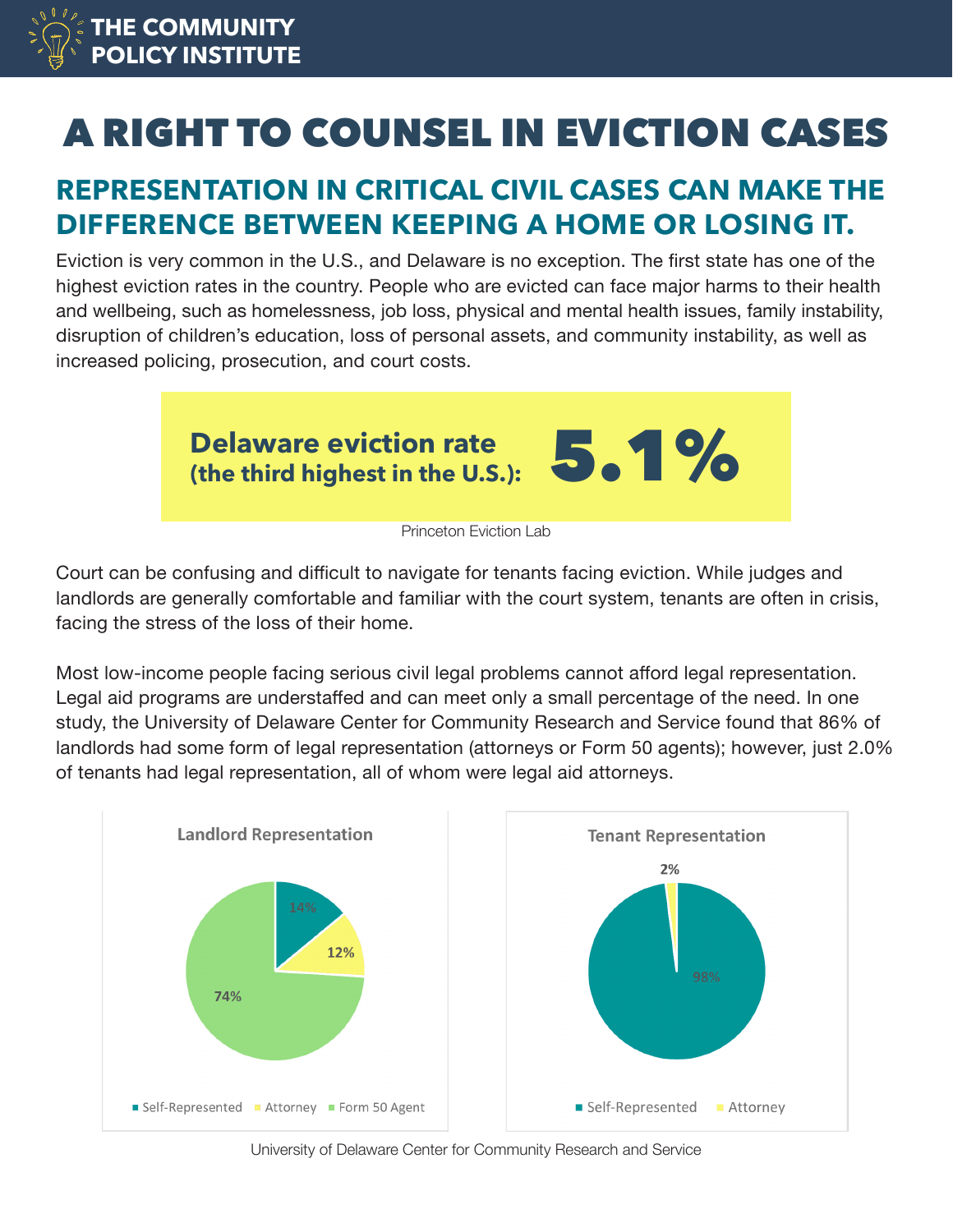THE COMMUNITY POLICY INSTITUTE

# A RIGHT TO COUNSEL IN EVICTION CASES

## REPRESENTATION IN CRITICAL CIVIL CASES CAN MAKE THE DIFFERENCE BETWEEN KEEPING A HOME OR LOSING IT.

Eviction is very common in the U.S., and Delaware is no exception. The first state has one of the highest eviction rates in the country. People who are evicted can face major harms to their health and wellbeing, such as homelessness, job loss, physical and mental health issues, family instability, disruption of children's education, loss of personal assets, and community instability, as well as increased policing, prosecution, and court costs.

**Delaware eviction rate (the third highest in the U.S.): 5.1%**

Princeton Eviction Lab

Court can be confusing and difficult to navigate for tenants facing eviction. While judges and landlords are generally comfortable and familiar with the court system, tenants are often in crisis, facing the stress of the loss of their home.

Most low-income people facing serious civil legal problems cannot afford legal representation. Legal aid programs are understaffed and can meet only a small percentage of the need. In one study, the University of Delaware Center for Community Research and Service found that 86% of landlords had some form of legal representation (attorneys or Form 50 agents); however, just 2.0% of tenants had legal representation, all of whom were legal aid attorneys.

**Landlord Representation**

| Type | Percentage |
|---|---|
| Self-Represented | 14% |
| Attorney | 12% |
| Form 50 Agent | 74% |

**Tenant Representation**

| Type | Percentage |
|---|---|
| Self-Represented | 98% |
| Attorney | 2% |

University of Delaware Center for Community Research and Service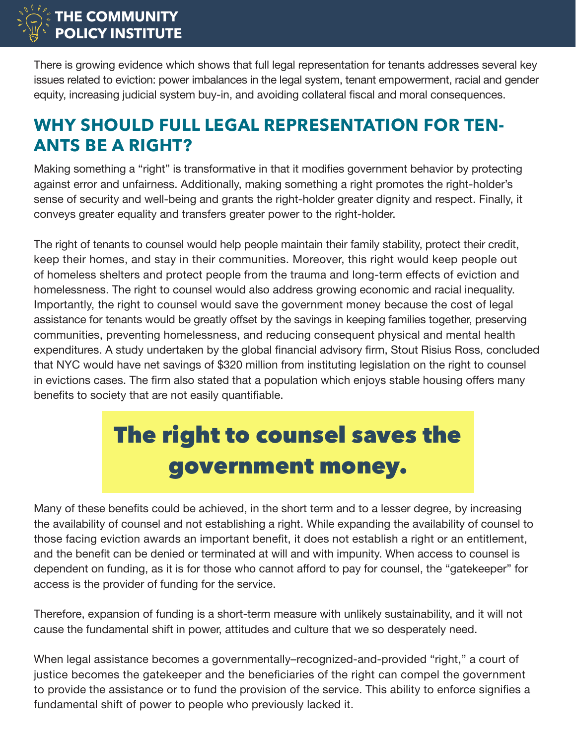There is growing evidence which shows that full legal representation for tenants addresses several key issues related to eviction: power imbalances in the legal system, tenant empowerment, racial and gender equity, increasing judicial system buy-in, and avoiding collateral fiscal and moral consequences.

## WHY SHOULD FULL LEGAL REPRESENTATION FOR TENANTS BE A RIGHT?

Making something a "right" is transformative in that it modifies government behavior by protecting against error and unfairness. Additionally, making something a right promotes the right-holder's sense of security and well-being and grants the right-holder greater dignity and respect. Finally, it conveys greater equality and transfers greater power to the right-holder.

The right of tenants to counsel would help people maintain their family stability, protect their credit, keep their homes, and stay in their communities. Moreover, this right would keep people out of homeless shelters and protect people from the trauma and long-term effects of eviction and homelessness. The right to counsel would also address growing economic and racial inequality. Importantly, the right to counsel would save the government money because the cost of legal assistance for tenants would be greatly offset by the savings in keeping families together, preserving communities, preventing homelessness, and reducing consequent physical and mental health expenditures. A study undertaken by the global financial advisory firm, Stout Risius Ross, concluded that NYC would have net savings of $320 million from instituting legislation on the right to counsel in evictions cases. The firm also stated that a population which enjoys stable housing offers many benefits to society that are not easily quantifiable.

**The right to counsel saves the government money.**

Many of these benefits could be achieved, in the short term and to a lesser degree, by increasing the availability of counsel and not establishing a right. While expanding the availability of counsel to those facing eviction awards an important benefit, it does not establish a right or an entitlement, and the benefit can be denied or terminated at will and with impunity. When access to counsel is dependent on funding, as it is for those who cannot afford to pay for counsel, the "gatekeeper" for access is the provider of funding for the service.

Therefore, expansion of funding is a short-term measure with unlikely sustainability, and it will not cause the fundamental shift in power, attitudes and culture that we so desperately need.

When legal assistance becomes a governmentally–recognized-and-provided "right," a court of justice becomes the gatekeeper and the beneficiaries of the right can compel the government to provide the assistance or to fund the provision of the service. This ability to enforce signifies a fundamental shift of power to people who previously lacked it.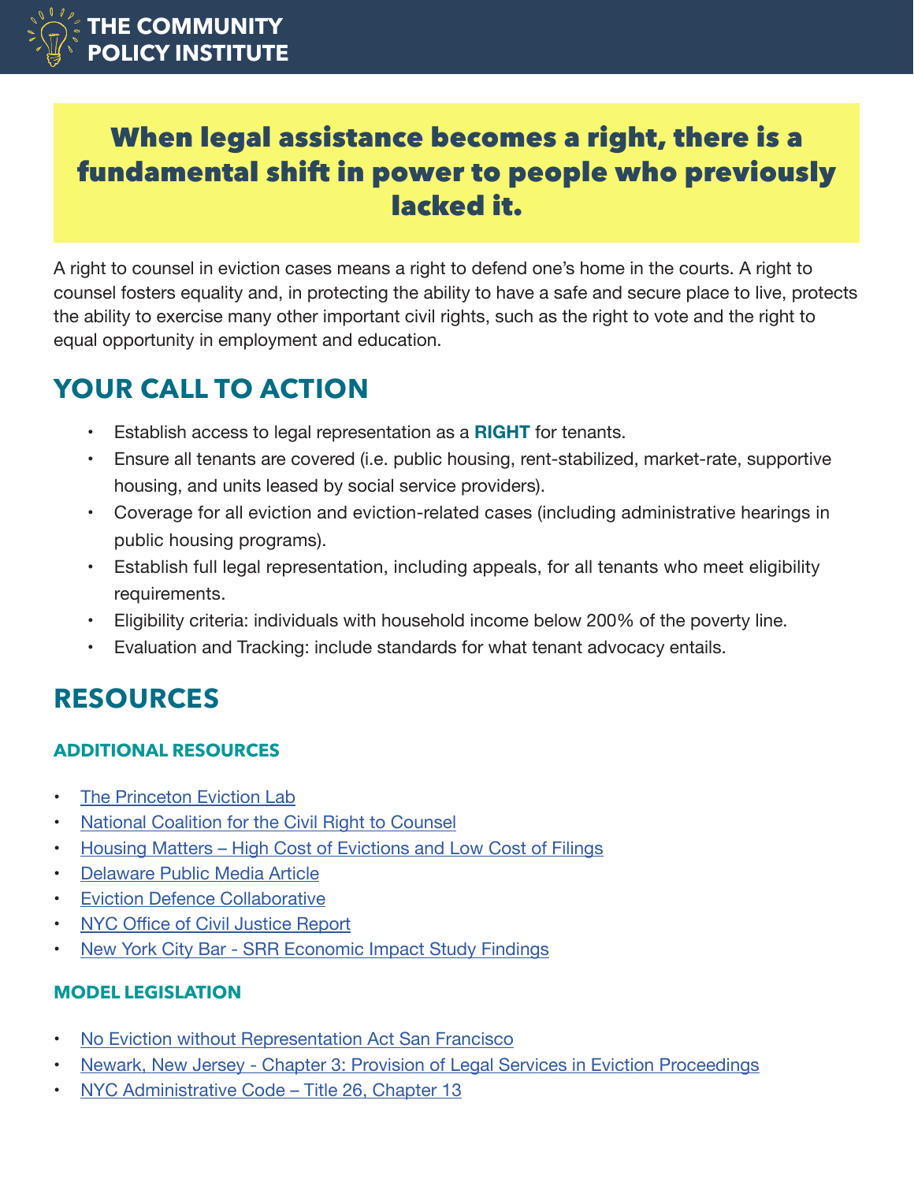**THE COMMUNITY POLICY INSTITUTE**

## When legal assistance becomes a right, there is a fundamental shift in power to people who previously lacked it.

A right to counsel in eviction cases means a right to defend one's home in the courts. A right to counsel fosters equality and, in protecting the ability to have a safe and secure place to live, protects the ability to exercise many other important civil rights, such as the right to vote and the right to equal opportunity in employment and education.

## YOUR CALL TO ACTION

- Establish access to legal representation as a **RIGHT** for tenants.
- Ensure all tenants are covered (i.e. public housing, rent-stabilized, market-rate, supportive housing, and units leased by social service providers).
- Coverage for all eviction and eviction-related cases (including administrative hearings in public housing programs).
- Establish full legal representation, including appeals, for all tenants who meet eligibility requirements.
- Eligibility criteria: individuals with household income below 200% of the poverty line.
- Evaluation and Tracking: include standards for what tenant advocacy entails.

## RESOURCES

### ADDITIONAL RESOURCES

- The Princeton Eviction Lab
- National Coalition for the Civil Right to Counsel
- Housing Matters – High Cost of Evictions and Low Cost of Filings
- Delaware Public Media Article
- Eviction Defence Collaborative
- NYC Office of Civil Justice Report
- New York City Bar - SRR Economic Impact Study Findings

### MODEL LEGISLATION

- No Eviction without Representation Act San Francisco
- Newark, New Jersey - Chapter 3: Provision of Legal Services in Eviction Proceedings
- NYC Administrative Code – Title 26, Chapter 13